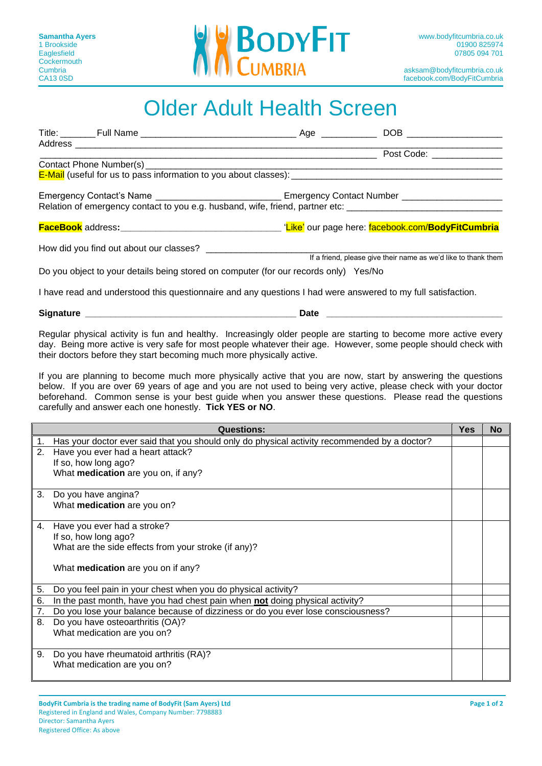**Samantha Ayers**
1 Brookside
Eaglesfield
Cockermouth
Cumbria
CA13 0SD

BodyFit Cumbria

www.bodyfitcumbria.co.uk
01900 825974
07805 094 701

asksam@bodyfitcumbria.co.uk
facebook.com/BodyFitCumbria

# Older Adult Health Screen

Title: _______ Full Name ______________________________ Age ___________ DOB __________________

Address ______________________________________________________________________________

________________________________________________________________ Post Code: _____________

Contact Phone Number(s) _______________________________________________________________

E-Mail (useful for us to pass information to you about classes): ______________________________

Emergency Contact's Name ________________________ Emergency Contact Number ___________________

Relation of emergency contact to you e.g. husband, wife, friend, partner etc: ______________________

**FaceBook** address**:** ________________________________ 'Like' our page here: facebook.com/**BodyFitCumbria**

How did you find out about our classes? ______________________________________________________

If a friend, please give their name as we'd like to thank them

Do you object to your details being stored on computer (for our records only) Yes/No

I have read and understood this questionnaire and any questions I had were answered to my full satisfaction.

**Signature** ________________________________________ **Date** ________________________________

Regular physical activity is fun and healthy. Increasingly older people are starting to become more active every day. Being more active is very safe for most people whatever their age. However, some people should check with their doctors before they start becoming much more physically active.

If you are planning to become much more physically active that you are now, start by answering the questions below. If you are over 69 years of age and you are not used to being very active, please check with your doctor beforehand. Common sense is your best guide when you answer these questions. Please read the questions carefully and answer each one honestly. **Tick YES or NO**.

| Questions: | Yes | No |
|---|---|---|
| 1. Has your doctor ever said that you should only do physical activity recommended by a doctor? | | |
| 2. Have you ever had a heart attack?<br>If so, how long ago?<br>What **medication** are you on, if any? | | |
| 3. Do you have angina?<br>What **medication** are you on? | | |
| 4. Have you ever had a stroke?<br>If so, how long ago?<br>What are the side effects from your stroke (if any)?<br><br>What **medication** are you on if any? | | |
| 5. Do you feel pain in your chest when you do physical activity? | | |
| 6. In the past month, have you had chest pain when **not** doing physical activity? | | |
| 7. Do you lose your balance because of dizziness or do you ever lose consciousness? | | |
| 8. Do you have osteoarthritis (OA)?<br>What medication are you on? | | |
| 9. Do you have rheumatoid arthritis (RA)?<br>What medication are you on? | | |

**BodyFit Cumbria is the trading name of BodyFit (Sam Ayers) Ltd**
Registered in England and Wales, Company Number: 7798883
Director: Samantha Ayers
Registered Office: As above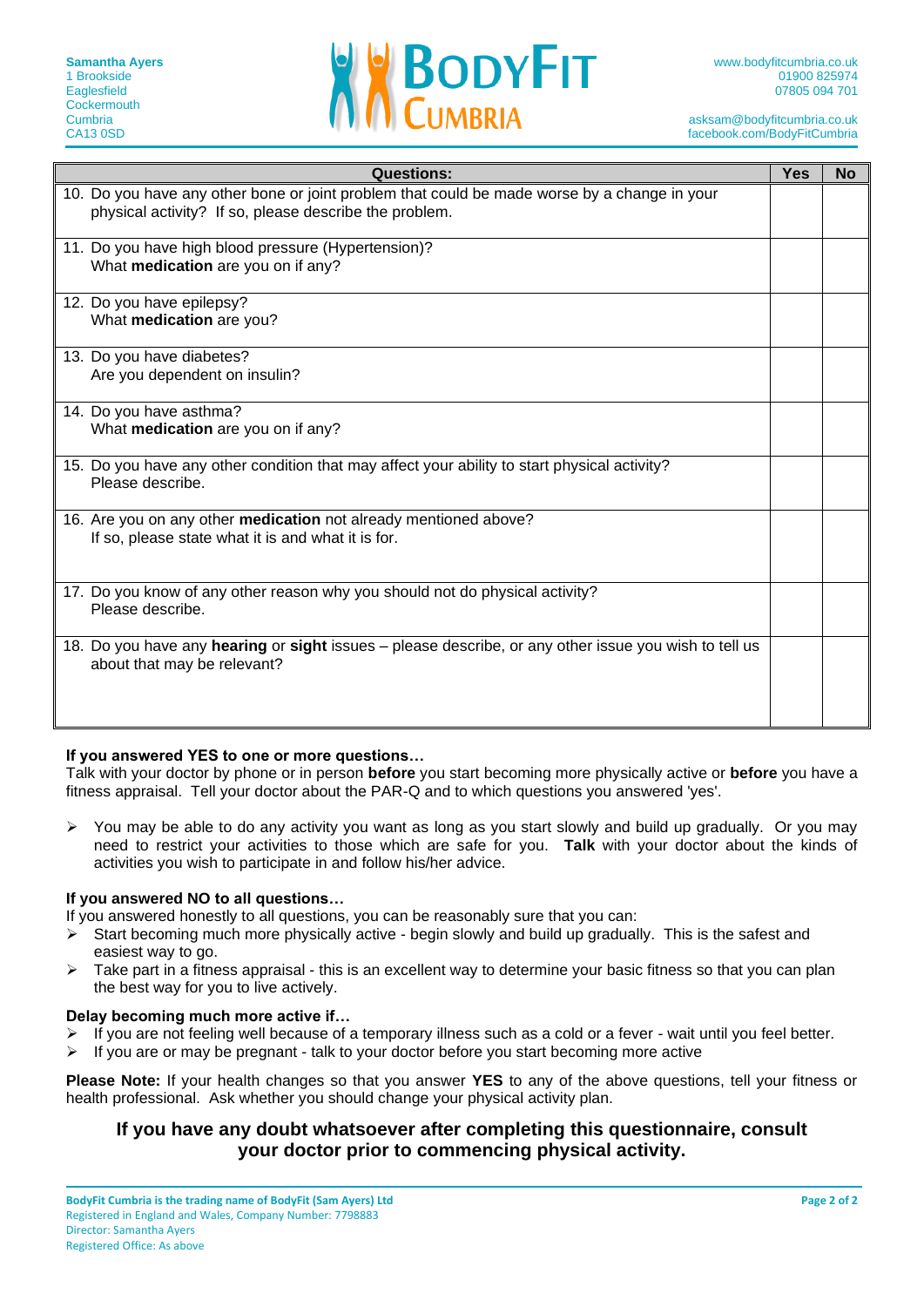Samantha Ayers
1 Brookside
Eaglesfield
Cockermouth
Cumbria
CA13 0SD

www.bodyfitcumbria.co.uk
01900 825974
07805 094 701

asksam@bodyfitcumbria.co.uk
facebook.com/BodyFitCumbria

| Questions: | Yes | No |
|---|---|---|
| 10. Do you have any other bone or joint problem that could be made worse by a change in your physical activity? If so, please describe the problem. | | |
| 11. Do you have high blood pressure (Hypertension)? What **medication** are you on if any? | | |
| 12. Do you have epilepsy? What **medication** are you? | | |
| 13. Do you have diabetes? Are you dependent on insulin? | | |
| 14. Do you have asthma? What **medication** are you on if any? | | |
| 15. Do you have any other condition that may affect your ability to start physical activity? Please describe. | | |
| 16. Are you on any other **medication** not already mentioned above? If so, please state what it is and what it is for. | | |
| 17. Do you know of any other reason why you should not do physical activity? Please describe. | | |
| 18. Do you have any **hearing** or **sight** issues – please describe, or any other issue you wish to tell us about that may be relevant? | | |

**If you answered YES to one or more questions…**
Talk with your doctor by phone or in person **before** you start becoming more physically active or **before** you have a fitness appraisal. Tell your doctor about the PAR-Q and to which questions you answered 'yes'.

- You may be able to do any activity you want as long as you start slowly and build up gradually. Or you may need to restrict your activities to those which are safe for you. **Talk** with your doctor about the kinds of activities you wish to participate in and follow his/her advice.

**If you answered NO to all questions…**
If you answered honestly to all questions, you can be reasonably sure that you can:

- Start becoming much more physically active - begin slowly and build up gradually. This is the safest and easiest way to go.
- Take part in a fitness appraisal - this is an excellent way to determine your basic fitness so that you can plan the best way for you to live actively.

**Delay becoming much more active if…**

- If you are not feeling well because of a temporary illness such as a cold or a fever - wait until you feel better.
- If you are or may be pregnant - talk to your doctor before you start becoming more active

**Please Note:** If your health changes so that you answer **YES** to any of the above questions, tell your fitness or health professional. Ask whether you should change your physical activity plan.

## If you have any doubt whatsoever after completing this questionnaire, consult your doctor prior to commencing physical activity.

**BodyFit Cumbria is the trading name of BodyFit (Sam Ayers) Ltd**
Registered in England and Wales, Company Number: 7798883
Director: Samantha Ayers
Registered Office: As above